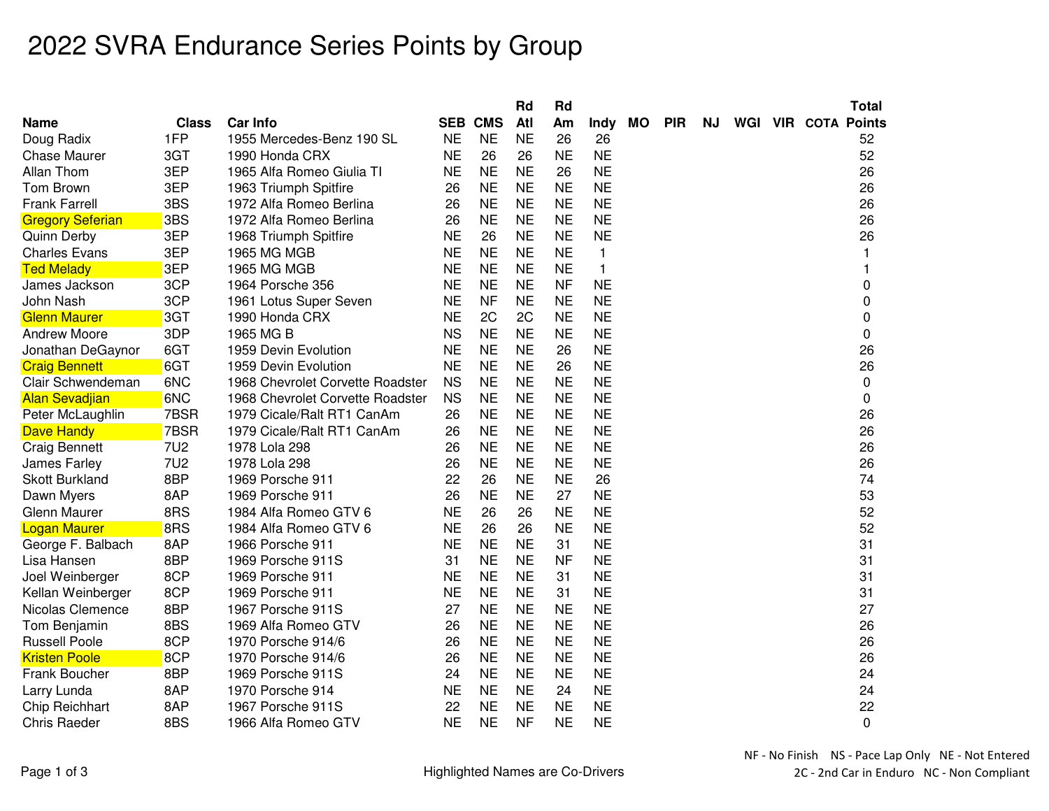# 2022 SVRA Endurance Series Points by Group

| Name | Class | Car Info | SEB | CMS | Rd Atl | Rd Am | Indy | MO | PIR | NJ | WGI | VIR | COTA | Total Points |
|---|---|---|---|---|---|---|---|---|---|---|---|---|---|---|
| Doug Radix | 1FP | 1955 Mercedes-Benz 190 SL | NE | NE | NE | 26 | 26 | | | | | | | 52 |
| Chase Maurer | 3GT | 1990 Honda CRX | NE | 26 | 26 | NE | NE | | | | | | | 52 |
| Allan Thom | 3EP | 1965 Alfa Romeo Giulia TI | NE | NE | NE | 26 | NE | | | | | | | 26 |
| Tom Brown | 3EP | 1963 Triumph Spitfire | 26 | NE | NE | NE | NE | | | | | | | 26 |
| Frank Farrell | 3BS | 1972 Alfa Romeo Berlina | 26 | NE | NE | NE | NE | | | | | | | 26 |
| Gregory Seferian | 3BS | 1972 Alfa Romeo Berlina | 26 | NE | NE | NE | NE | | | | | | | 26 |
| Quinn Derby | 3EP | 1968 Triumph Spitfire | NE | 26 | NE | NE | NE | | | | | | | 26 |
| Charles Evans | 3EP | 1965 MG MGB | NE | NE | NE | NE | 1 | | | | | | | 1 |
| Ted Melady | 3EP | 1965 MG MGB | NE | NE | NE | NE | 1 | | | | | | | 1 |
| James Jackson | 3CP | 1964 Porsche 356 | NE | NE | NE | NF | NE | | | | | | | 0 |
| John Nash | 3CP | 1961 Lotus Super Seven | NE | NF | NE | NE | NE | | | | | | | 0 |
| Glenn Maurer | 3GT | 1990 Honda CRX | NE | 2C | 2C | NE | NE | | | | | | | 0 |
| Andrew Moore | 3DP | 1965 MG B | NS | NE | NE | NE | NE | | | | | | | 0 |
| Jonathan DeGaynor | 6GT | 1959 Devin Evolution | NE | NE | NE | 26 | NE | | | | | | | 26 |
| Craig Bennett | 6GT | 1959 Devin Evolution | NE | NE | NE | 26 | NE | | | | | | | 26 |
| Clair Schwendeman | 6NC | 1968 Chevrolet Corvette Roadster | NS | NE | NE | NE | NE | | | | | | | 0 |
| Alan Sevadjian | 6NC | 1968 Chevrolet Corvette Roadster | NS | NE | NE | NE | NE | | | | | | | 0 |
| Peter McLaughlin | 7BSR | 1979 Cicale/Ralt RT1 CanAm | 26 | NE | NE | NE | NE | | | | | | | 26 |
| Dave Handy | 7BSR | 1979 Cicale/Ralt RT1 CanAm | 26 | NE | NE | NE | NE | | | | | | | 26 |
| Craig Bennett | 7U2 | 1978 Lola 298 | 26 | NE | NE | NE | NE | | | | | | | 26 |
| James Farley | 7U2 | 1978 Lola 298 | 26 | NE | NE | NE | NE | | | | | | | 26 |
| Skott Burkland | 8BP | 1969 Porsche 911 | 22 | 26 | NE | NE | 26 | | | | | | | 74 |
| Dawn Myers | 8AP | 1969 Porsche 911 | 26 | NE | NE | 27 | NE | | | | | | | 53 |
| Glenn Maurer | 8RS | 1984 Alfa Romeo GTV 6 | NE | 26 | 26 | NE | NE | | | | | | | 52 |
| Logan Maurer | 8RS | 1984 Alfa Romeo GTV 6 | NE | 26 | 26 | NE | NE | | | | | | | 52 |
| George F. Balbach | 8AP | 1966 Porsche 911 | NE | NE | NE | 31 | NE | | | | | | | 31 |
| Lisa Hansen | 8BP | 1969 Porsche 911S | 31 | NE | NE | NF | NE | | | | | | | 31 |
| Joel Weinberger | 8CP | 1969 Porsche 911 | NE | NE | NE | 31 | NE | | | | | | | 31 |
| Kellan Weinberger | 8CP | 1969 Porsche 911 | NE | NE | NE | 31 | NE | | | | | | | 31 |
| Nicolas Clemence | 8BP | 1967 Porsche 911S | 27 | NE | NE | NE | NE | | | | | | | 27 |
| Tom Benjamin | 8BS | 1969 Alfa Romeo GTV | 26 | NE | NE | NE | NE | | | | | | | 26 |
| Russell Poole | 8CP | 1970 Porsche 914/6 | 26 | NE | NE | NE | NE | | | | | | | 26 |
| Kristen Poole | 8CP | 1970 Porsche 914/6 | 26 | NE | NE | NE | NE | | | | | | | 26 |
| Frank Boucher | 8BP | 1969 Porsche 911S | 24 | NE | NE | NE | NE | | | | | | | 24 |
| Larry Lunda | 8AP | 1970 Porsche 914 | NE | NE | NE | 24 | NE | | | | | | | 24 |
| Chip Reichhart | 8AP | 1967 Porsche 911S | 22 | NE | NE | NE | NE | | | | | | | 22 |
| Chris Raeder | 8BS | 1966 Alfa Romeo GTV | NE | NE | NF | NE | NE | | | | | | | 0 |

NF - No Finish NS - Pace Lap Only NE - Not Entered
2C - 2nd Car in Enduro NC - Non Compliant

Highlighted Names are Co-Drivers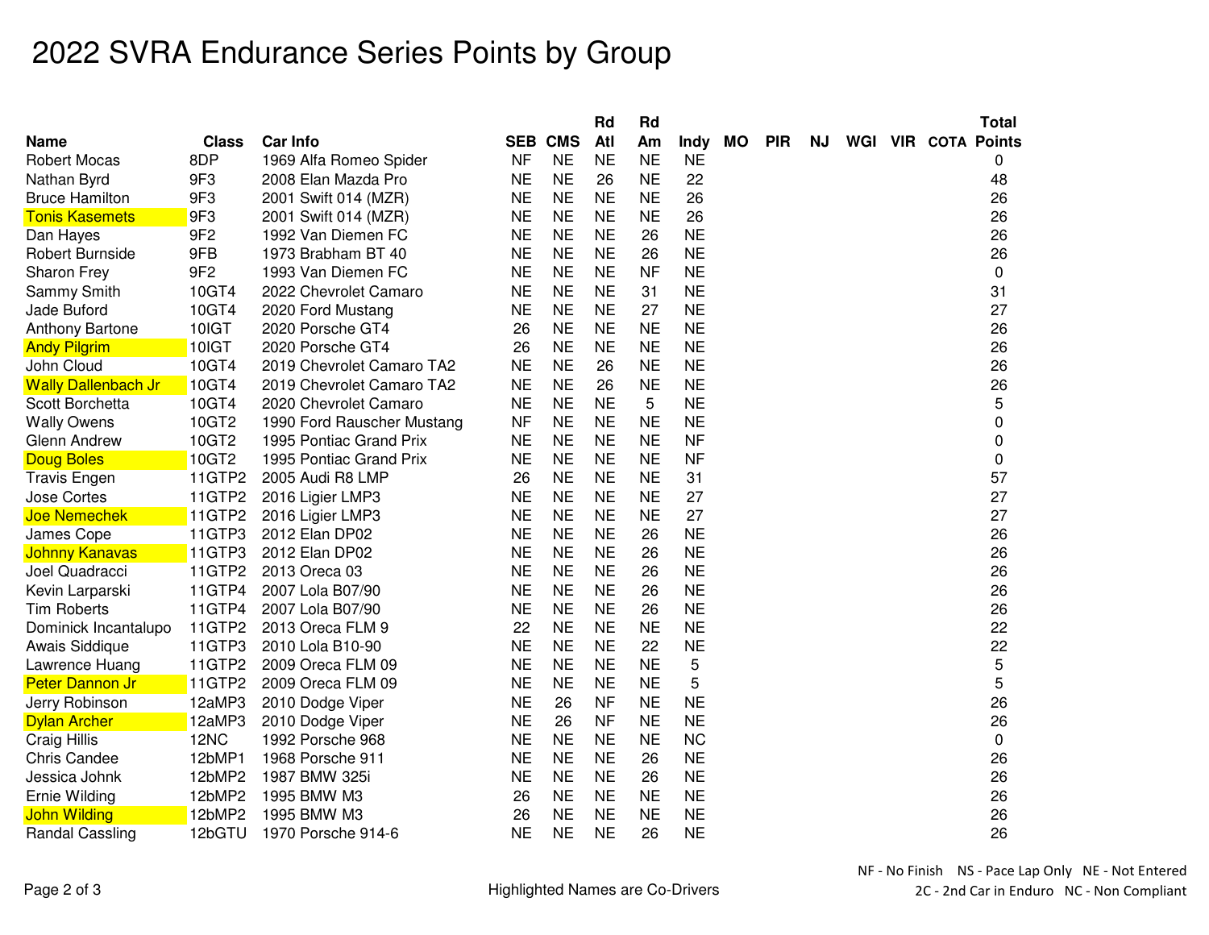# 2022 SVRA Endurance Series Points by Group

| Name | Class | Car Info | SEB | CMS | Rd Atl | Rd Am | Indy | MO | PIR | NJ | WGI | VIR | COTA | Total Points |
|---|---|---|---|---|---|---|---|---|---|---|---|---|---|---|
| Robert Mocas | 8DP | 1969 Alfa Romeo Spider | NF | NE | NE | NE | NE | | | | | | | 0 |
| Nathan Byrd | 9F3 | 2008 Elan Mazda Pro | NE | NE | 26 | NE | 22 | | | | | | | 48 |
| Bruce Hamilton | 9F3 | 2001 Swift 014 (MZR) | NE | NE | NE | NE | 26 | | | | | | | 26 |
| Tonis Kasemets | 9F3 | 2001 Swift 014 (MZR) | NE | NE | NE | NE | 26 | | | | | | | 26 |
| Dan Hayes | 9F2 | 1992 Van Diemen FC | NE | NE | NE | 26 | NE | | | | | | | 26 |
| Robert Burnside | 9FB | 1973 Brabham BT 40 | NE | NE | NE | 26 | NE | | | | | | | 26 |
| Sharon Frey | 9F2 | 1993 Van Diemen FC | NE | NE | NE | NF | NE | | | | | | | 0 |
| Sammy Smith | 10GT4 | 2022 Chevrolet Camaro | NE | NE | NE | 31 | NE | | | | | | | 31 |
| Jade Buford | 10GT4 | 2020 Ford Mustang | NE | NE | NE | 27 | NE | | | | | | | 27 |
| Anthony Bartone | 10IGT | 2020 Porsche GT4 | 26 | NE | NE | NE | NE | | | | | | | 26 |
| Andy Pilgrim | 10IGT | 2020 Porsche GT4 | 26 | NE | NE | NE | NE | | | | | | | 26 |
| John Cloud | 10GT4 | 2019 Chevrolet Camaro TA2 | NE | NE | 26 | NE | NE | | | | | | | 26 |
| Wally Dallenbach Jr | 10GT4 | 2019 Chevrolet Camaro TA2 | NE | NE | 26 | NE | NE | | | | | | | 26 |
| Scott Borchetta | 10GT4 | 2020 Chevrolet Camaro | NE | NE | NE | 5 | NE | | | | | | | 5 |
| Wally Owens | 10GT2 | 1990 Ford Rauscher Mustang | NF | NE | NE | NE | NE | | | | | | | 0 |
| Glenn Andrew | 10GT2 | 1995 Pontiac Grand Prix | NE | NE | NE | NE | NF | | | | | | | 0 |
| Doug Boles | 10GT2 | 1995 Pontiac Grand Prix | NE | NE | NE | NE | NF | | | | | | | 0 |
| Travis Engen | 11GTP2 | 2005 Audi R8 LMP | 26 | NE | NE | NE | 31 | | | | | | | 57 |
| Jose Cortes | 11GTP2 | 2016 Ligier LMP3 | NE | NE | NE | NE | 27 | | | | | | | 27 |
| Joe Nemechek | 11GTP2 | 2016 Ligier LMP3 | NE | NE | NE | NE | 27 | | | | | | | 27 |
| James Cope | 11GTP3 | 2012 Elan DP02 | NE | NE | NE | 26 | NE | | | | | | | 26 |
| Johnny Kanavas | 11GTP3 | 2012 Elan DP02 | NE | NE | NE | 26 | NE | | | | | | | 26 |
| Joel Quadracci | 11GTP2 | 2013 Oreca 03 | NE | NE | NE | 26 | NE | | | | | | | 26 |
| Kevin Larparski | 11GTP4 | 2007 Lola B07/90 | NE | NE | NE | 26 | NE | | | | | | | 26 |
| Tim Roberts | 11GTP4 | 2007 Lola B07/90 | NE | NE | NE | 26 | NE | | | | | | | 26 |
| Dominick Incantalupo | 11GTP2 | 2013 Oreca FLM 9 | 22 | NE | NE | NE | NE | | | | | | | 22 |
| Awais Siddique | 11GTP3 | 2010 Lola B10-90 | NE | NE | NE | 22 | NE | | | | | | | 22 |
| Lawrence Huang | 11GTP2 | 2009 Oreca FLM 09 | NE | NE | NE | NE | 5 | | | | | | | 5 |
| Peter Dannon Jr | 11GTP2 | 2009 Oreca FLM 09 | NE | NE | NE | NE | 5 | | | | | | | 5 |
| Jerry Robinson | 12aMP3 | 2010 Dodge Viper | NE | 26 | NF | NE | NE | | | | | | | 26 |
| Dylan Archer | 12aMP3 | 2010 Dodge Viper | NE | 26 | NF | NE | NE | | | | | | | 26 |
| Craig Hillis | 12NC | 1992 Porsche 968 | NE | NE | NE | NE | NC | | | | | | | 0 |
| Chris Candee | 12bMP1 | 1968 Porsche 911 | NE | NE | NE | 26 | NE | | | | | | | 26 |
| Jessica Johnk | 12bMP2 | 1987 BMW 325i | NE | NE | NE | 26 | NE | | | | | | | 26 |
| Ernie Wilding | 12bMP2 | 1995 BMW M3 | 26 | NE | NE | NE | NE | | | | | | | 26 |
| John Wilding | 12bMP2 | 1995 BMW M3 | 26 | NE | NE | NE | NE | | | | | | | 26 |
| Randal Cassling | 12bGTU | 1970 Porsche 914-6 | NE | NE | NE | 26 | NE | | | | | | | 26 |

NF - No Finish NS - Pace Lap Only NE - Not Entered
2C - 2nd Car in Enduro NC - Non Compliant

Highlighted Names are Co-Drivers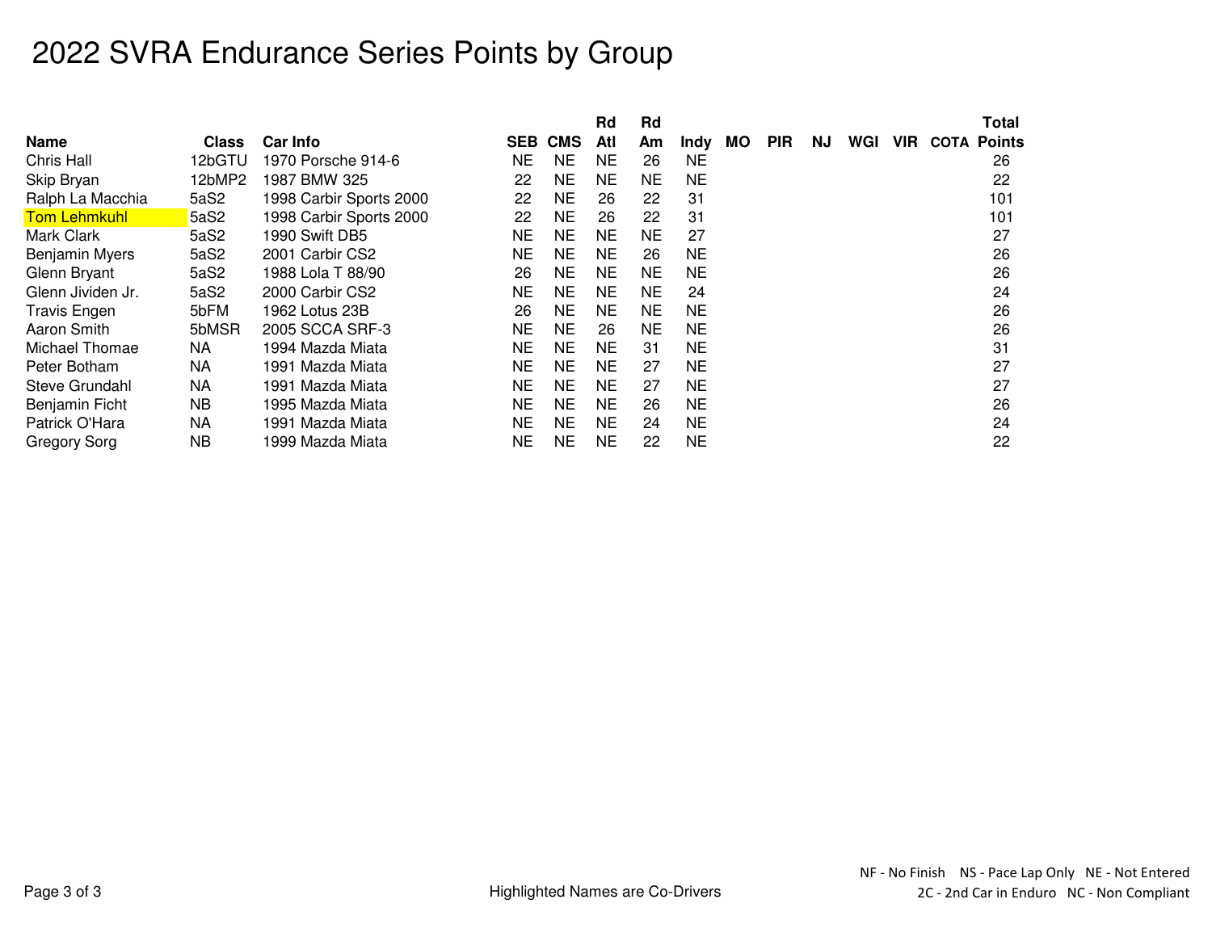# 2022 SVRA Endurance Series Points by Group

| Name | Class | Car Info | SEB | CMS | Rd Atl | Rd Am | Indy | MO | PIR | NJ | WGI | VIR | COTA | Total Points |
|---|---|---|---|---|---|---|---|---|---|---|---|---|---|---|
| Chris Hall | 12bGTU | 1970 Porsche 914-6 | NE | NE | NE | 26 | NE | | | | | | | 26 |
| Skip Bryan | 12bMP2 | 1987 BMW 325 | 22 | NE | NE | NE | NE | | | | | | | 22 |
| Ralph La Macchia | 5aS2 | 1998 Carbir Sports 2000 | 22 | NE | 26 | 22 | 31 | | | | | | | 101 |
| Tom Lehmkuhl | 5aS2 | 1998 Carbir Sports 2000 | 22 | NE | 26 | 22 | 31 | | | | | | | 101 |
| Mark Clark | 5aS2 | 1990 Swift DB5 | NE | NE | NE | NE | 27 | | | | | | | 27 |
| Benjamin Myers | 5aS2 | 2001 Carbir CS2 | NE | NE | NE | 26 | NE | | | | | | | 26 |
| Glenn Bryant | 5aS2 | 1988 Lola T 88/90 | 26 | NE | NE | NE | NE | | | | | | | 26 |
| Glenn Jividen Jr. | 5aS2 | 2000 Carbir CS2 | NE | NE | NE | NE | 24 | | | | | | | 24 |
| Travis Engen | 5bFM | 1962 Lotus 23B | 26 | NE | NE | NE | NE | | | | | | | 26 |
| Aaron Smith | 5bMSR | 2005 SCCA SRF-3 | NE | NE | 26 | NE | NE | | | | | | | 26 |
| Michael Thomae | NA | 1994 Mazda Miata | NE | NE | NE | 31 | NE | | | | | | | 31 |
| Peter Botham | NA | 1991 Mazda Miata | NE | NE | NE | 27 | NE | | | | | | | 27 |
| Steve Grundahl | NA | 1991 Mazda Miata | NE | NE | NE | 27 | NE | | | | | | | 27 |
| Benjamin Ficht | NB | 1995 Mazda Miata | NE | NE | NE | 26 | NE | | | | | | | 26 |
| Patrick O'Hara | NA | 1991 Mazda Miata | NE | NE | NE | 24 | NE | | | | | | | 24 |
| Gregory Sorg | NB | 1999 Mazda Miata | NE | NE | NE | 22 | NE | | | | | | | 22 |

Highlighted Names are Co-Drivers

NF - No Finish NS - Pace Lap Only NE - Not Entered
2C - 2nd Car in Enduro NC - Non Compliant